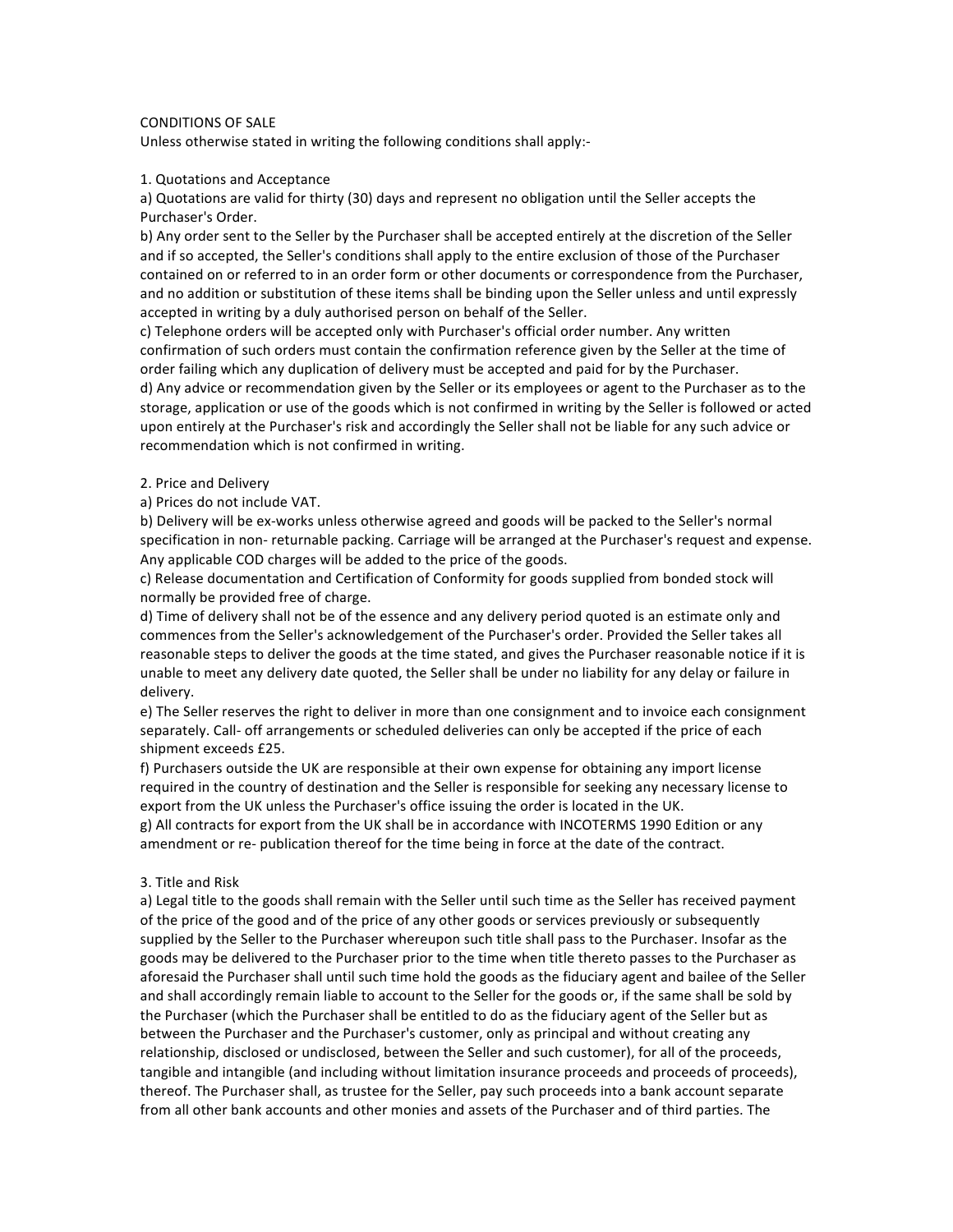CONDITIONS OF SALE

Unless otherwise stated in writing the following conditions shall apply:-

1. Quotations and Acceptance

a) Quotations are valid for thirty (30) days and represent no obligation until the Seller accepts the Purchaser's Order.

b) Any order sent to the Seller by the Purchaser shall be accepted entirely at the discretion of the Seller and if so accepted, the Seller's conditions shall apply to the entire exclusion of those of the Purchaser contained on or referred to in an order form or other documents or correspondence from the Purchaser, and no addition or substitution of these items shall be binding upon the Seller unless and until expressly accepted in writing by a duly authorised person on behalf of the Seller.

c) Telephone orders will be accepted only with Purchaser's official order number. Any written confirmation of such orders must contain the confirmation reference given by the Seller at the time of order failing which any duplication of delivery must be accepted and paid for by the Purchaser.

d) Any advice or recommendation given by the Seller or its employees or agent to the Purchaser as to the storage, application or use of the goods which is not confirmed in writing by the Seller is followed or acted upon entirely at the Purchaser's risk and accordingly the Seller shall not be liable for any such advice or recommendation which is not confirmed in writing.

2. Price and Delivery

a) Prices do not include VAT.

b) Delivery will be ex-works unless otherwise agreed and goods will be packed to the Seller's normal specification in non- returnable packing. Carriage will be arranged at the Purchaser's request and expense. Any applicable COD charges will be added to the price of the goods.

c) Release documentation and Certification of Conformity for goods supplied from bonded stock will normally be provided free of charge.

d) Time of delivery shall not be of the essence and any delivery period quoted is an estimate only and commences from the Seller's acknowledgement of the Purchaser's order. Provided the Seller takes all reasonable steps to deliver the goods at the time stated, and gives the Purchaser reasonable notice if it is unable to meet any delivery date quoted, the Seller shall be under no liability for any delay or failure in delivery.

e) The Seller reserves the right to deliver in more than one consignment and to invoice each consignment separately. Call- off arrangements or scheduled deliveries can only be accepted if the price of each shipment exceeds £25.

f) Purchasers outside the UK are responsible at their own expense for obtaining any import license required in the country of destination and the Seller is responsible for seeking any necessary license to export from the UK unless the Purchaser's office issuing the order is located in the UK.

g) All contracts for export from the UK shall be in accordance with INCOTERMS 1990 Edition or any amendment or re- publication thereof for the time being in force at the date of the contract.

3. Title and Risk

a) Legal title to the goods shall remain with the Seller until such time as the Seller has received payment of the price of the good and of the price of any other goods or services previously or subsequently supplied by the Seller to the Purchaser whereupon such title shall pass to the Purchaser. Insofar as the goods may be delivered to the Purchaser prior to the time when title thereto passes to the Purchaser as aforesaid the Purchaser shall until such time hold the goods as the fiduciary agent and bailee of the Seller and shall accordingly remain liable to account to the Seller for the goods or, if the same shall be sold by the Purchaser (which the Purchaser shall be entitled to do as the fiduciary agent of the Seller but as between the Purchaser and the Purchaser's customer, only as principal and without creating any relationship, disclosed or undisclosed, between the Seller and such customer), for all of the proceeds, tangible and intangible (and including without limitation insurance proceeds and proceeds of proceeds), thereof. The Purchaser shall, as trustee for the Seller, pay such proceeds into a bank account separate from all other bank accounts and other monies and assets of the Purchaser and of third parties. The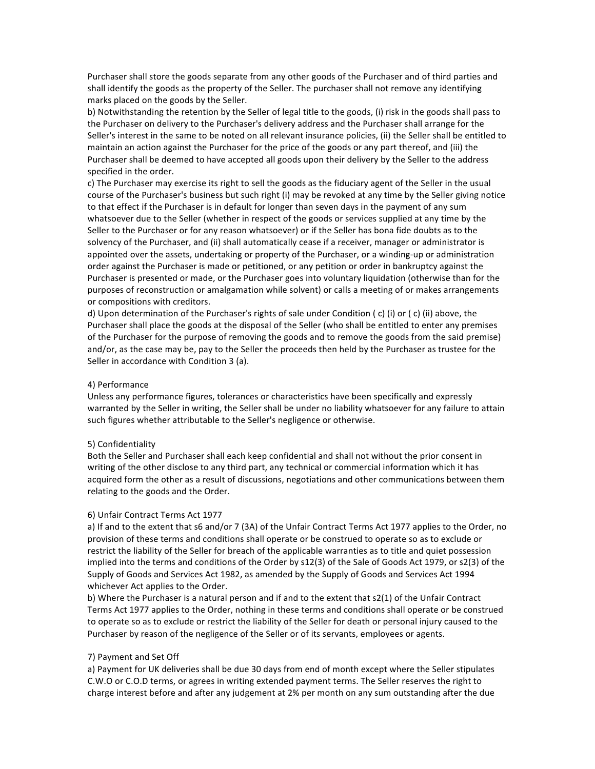Purchaser shall store the goods separate from any other goods of the Purchaser and of third parties and shall identify the goods as the property of the Seller. The purchaser shall not remove any identifying marks placed on the goods by the Seller.

b) Notwithstanding the retention by the Seller of legal title to the goods, (i) risk in the goods shall pass to the Purchaser on delivery to the Purchaser's delivery address and the Purchaser shall arrange for the Seller's interest in the same to be noted on all relevant insurance policies, (ii) the Seller shall be entitled to maintain an action against the Purchaser for the price of the goods or any part thereof, and (iii) the Purchaser shall be deemed to have accepted all goods upon their delivery by the Seller to the address specified in the order.

c) The Purchaser may exercise its right to sell the goods as the fiduciary agent of the Seller in the usual course of the Purchaser's business but such right (i) may be revoked at any time by the Seller giving notice to that effect if the Purchaser is in default for longer than seven days in the payment of any sum whatsoever due to the Seller (whether in respect of the goods or services supplied at any time by the Seller to the Purchaser or for any reason whatsoever) or if the Seller has bona fide doubts as to the solvency of the Purchaser, and (ii) shall automatically cease if a receiver, manager or administrator is appointed over the assets, undertaking or property of the Purchaser, or a winding-up or administration order against the Purchaser is made or petitioned, or any petition or order in bankruptcy against the Purchaser is presented or made, or the Purchaser goes into voluntary liquidation (otherwise than for the purposes of reconstruction or amalgamation while solvent) or calls a meeting of or makes arrangements or compositions with creditors.

d) Upon determination of the Purchaser's rights of sale under Condition ( c) (i) or ( c) (ii) above, the Purchaser shall place the goods at the disposal of the Seller (who shall be entitled to enter any premises of the Purchaser for the purpose of removing the goods and to remove the goods from the said premise) and/or, as the case may be, pay to the Seller the proceeds then held by the Purchaser as trustee for the Seller in accordance with Condition 3 (a).

4) Performance

Unless any performance figures, tolerances or characteristics have been specifically and expressly warranted by the Seller in writing, the Seller shall be under no liability whatsoever for any failure to attain such figures whether attributable to the Seller's negligence or otherwise.

5) Confidentiality

Both the Seller and Purchaser shall each keep confidential and shall not without the prior consent in writing of the other disclose to any third part, any technical or commercial information which it has acquired form the other as a result of discussions, negotiations and other communications between them relating to the goods and the Order.

6) Unfair Contract Terms Act 1977

a) If and to the extent that s6 and/or 7 (3A) of the Unfair Contract Terms Act 1977 applies to the Order, no provision of these terms and conditions shall operate or be construed to operate so as to exclude or restrict the liability of the Seller for breach of the applicable warranties as to title and quiet possession implied into the terms and conditions of the Order by s12(3) of the Sale of Goods Act 1979, or s2(3) of the Supply of Goods and Services Act 1982, as amended by the Supply of Goods and Services Act 1994 whichever Act applies to the Order.

b) Where the Purchaser is a natural person and if and to the extent that s2(1) of the Unfair Contract Terms Act 1977 applies to the Order, nothing in these terms and conditions shall operate or be construed to operate so as to exclude or restrict the liability of the Seller for death or personal injury caused to the Purchaser by reason of the negligence of the Seller or of its servants, employees or agents.

7) Payment and Set Off

a) Payment for UK deliveries shall be due 30 days from end of month except where the Seller stipulates C.W.O or C.O.D terms, or agrees in writing extended payment terms. The Seller reserves the right to charge interest before and after any judgement at 2% per month on any sum outstanding after the due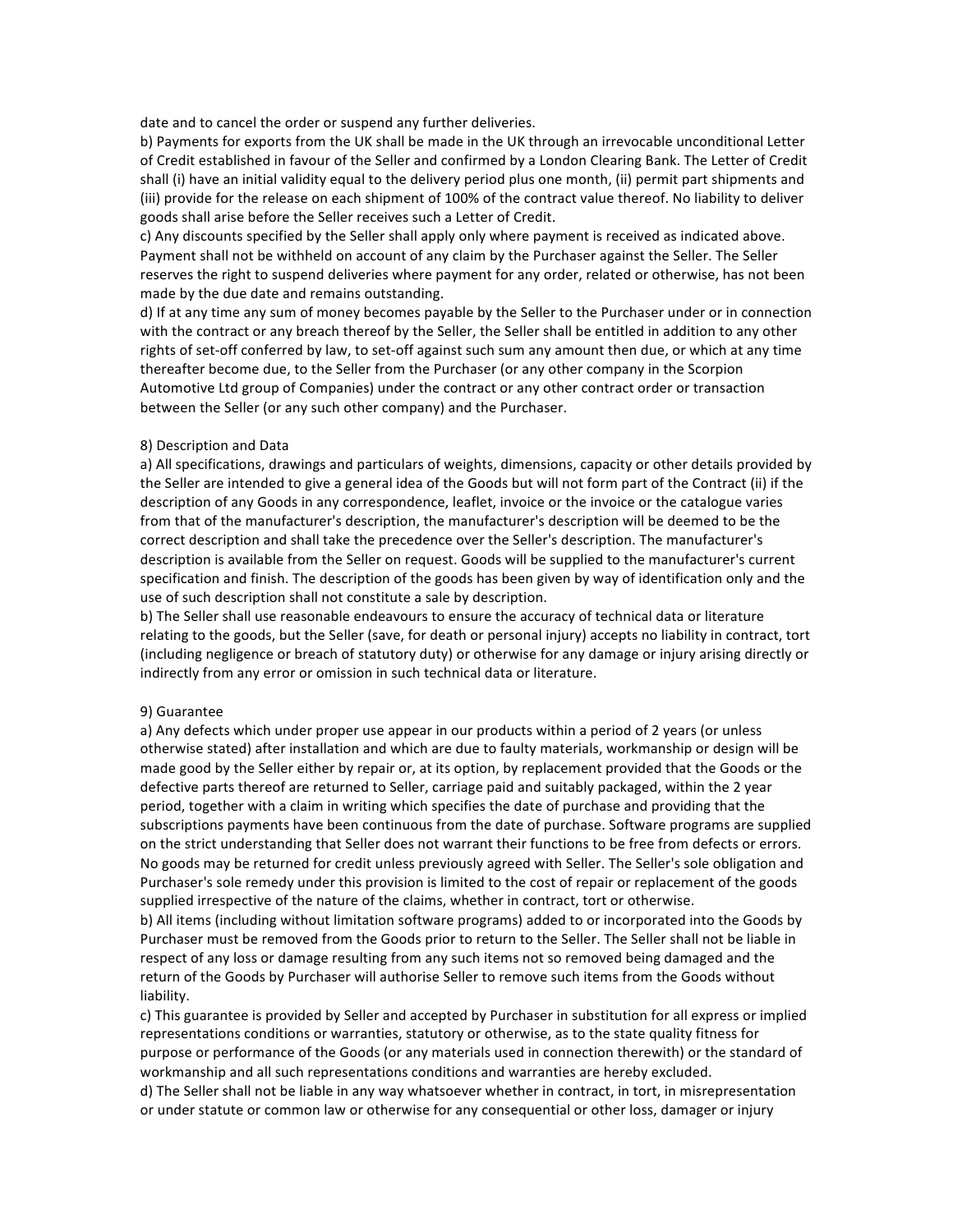date and to cancel the order or suspend any further deliveries.

b) Payments for exports from the UK shall be made in the UK through an irrevocable unconditional Letter of Credit established in favour of the Seller and confirmed by a London Clearing Bank. The Letter of Credit shall (i) have an initial validity equal to the delivery period plus one month, (ii) permit part shipments and (iii) provide for the release on each shipment of 100% of the contract value thereof. No liability to deliver goods shall arise before the Seller receives such a Letter of Credit.

c) Any discounts specified by the Seller shall apply only where payment is received as indicated above. Payment shall not be withheld on account of any claim by the Purchaser against the Seller. The Seller reserves the right to suspend deliveries where payment for any order, related or otherwise, has not been made by the due date and remains outstanding.

d) If at any time any sum of money becomes payable by the Seller to the Purchaser under or in connection with the contract or any breach thereof by the Seller, the Seller shall be entitled in addition to any other rights of set-off conferred by law, to set-off against such sum any amount then due, or which at any time thereafter become due, to the Seller from the Purchaser (or any other company in the Scorpion Automotive Ltd group of Companies) under the contract or any other contract order or transaction between the Seller (or any such other company) and the Purchaser.

8) Description and Data

a) All specifications, drawings and particulars of weights, dimensions, capacity or other details provided by the Seller are intended to give a general idea of the Goods but will not form part of the Contract (ii) if the description of any Goods in any correspondence, leaflet, invoice or the invoice or the catalogue varies from that of the manufacturer's description, the manufacturer's description will be deemed to be the correct description and shall take the precedence over the Seller's description. The manufacturer's description is available from the Seller on request. Goods will be supplied to the manufacturer's current specification and finish. The description of the goods has been given by way of identification only and the use of such description shall not constitute a sale by description.

b) The Seller shall use reasonable endeavours to ensure the accuracy of technical data or literature relating to the goods, but the Seller (save, for death or personal injury) accepts no liability in contract, tort (including negligence or breach of statutory duty) or otherwise for any damage or injury arising directly or indirectly from any error or omission in such technical data or literature.

9) Guarantee

a) Any defects which under proper use appear in our products within a period of 2 years (or unless otherwise stated) after installation and which are due to faulty materials, workmanship or design will be made good by the Seller either by repair or, at its option, by replacement provided that the Goods or the defective parts thereof are returned to Seller, carriage paid and suitably packaged, within the 2 year period, together with a claim in writing which specifies the date of purchase and providing that the subscriptions payments have been continuous from the date of purchase. Software programs are supplied on the strict understanding that Seller does not warrant their functions to be free from defects or errors. No goods may be returned for credit unless previously agreed with Seller. The Seller's sole obligation and Purchaser's sole remedy under this provision is limited to the cost of repair or replacement of the goods supplied irrespective of the nature of the claims, whether in contract, tort or otherwise.

b) All items (including without limitation software programs) added to or incorporated into the Goods by Purchaser must be removed from the Goods prior to return to the Seller. The Seller shall not be liable in respect of any loss or damage resulting from any such items not so removed being damaged and the return of the Goods by Purchaser will authorise Seller to remove such items from the Goods without liability.

c) This guarantee is provided by Seller and accepted by Purchaser in substitution for all express or implied representations conditions or warranties, statutory or otherwise, as to the state quality fitness for purpose or performance of the Goods (or any materials used in connection therewith) or the standard of workmanship and all such representations conditions and warranties are hereby excluded.

d) The Seller shall not be liable in any way whatsoever whether in contract, in tort, in misrepresentation or under statute or common law or otherwise for any consequential or other loss, damager or injury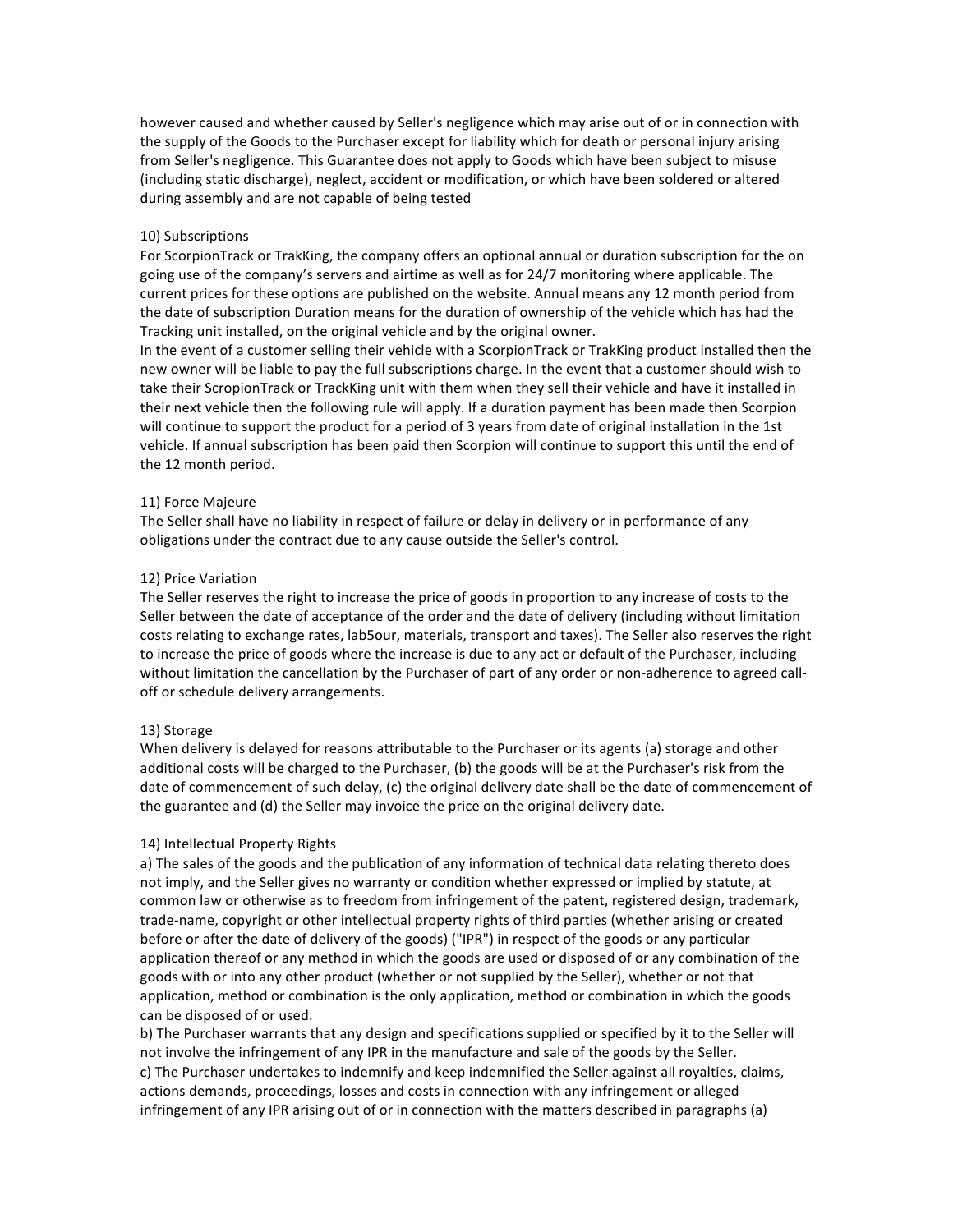however caused and whether caused by Seller's negligence which may arise out of or in connection with the supply of the Goods to the Purchaser except for liability which for death or personal injury arising from Seller's negligence. This Guarantee does not apply to Goods which have been subject to misuse (including static discharge), neglect, accident or modification, or which have been soldered or altered during assembly and are not capable of being tested

10) Subscriptions

For ScorpionTrack or TrakKing, the company offers an optional annual or duration subscription for the on going use of the company's servers and airtime as well as for 24/7 monitoring where applicable. The current prices for these options are published on the website. Annual means any 12 month period from the date of subscription Duration means for the duration of ownership of the vehicle which has had the Tracking unit installed, on the original vehicle and by the original owner.

In the event of a customer selling their vehicle with a ScorpionTrack or TrakKing product installed then the new owner will be liable to pay the full subscriptions charge. In the event that a customer should wish to take their ScropionTrack or TrackKing unit with them when they sell their vehicle and have it installed in their next vehicle then the following rule will apply. If a duration payment has been made then Scorpion will continue to support the product for a period of 3 years from date of original installation in the 1st vehicle. If annual subscription has been paid then Scorpion will continue to support this until the end of the 12 month period.

11) Force Majeure

The Seller shall have no liability in respect of failure or delay in delivery or in performance of any obligations under the contract due to any cause outside the Seller's control.

12) Price Variation

The Seller reserves the right to increase the price of goods in proportion to any increase of costs to the Seller between the date of acceptance of the order and the date of delivery (including without limitation costs relating to exchange rates, lab5our, materials, transport and taxes). The Seller also reserves the right to increase the price of goods where the increase is due to any act or default of the Purchaser, including without limitation the cancellation by the Purchaser of part of any order or non-adherence to agreed call-off or schedule delivery arrangements.

13) Storage

When delivery is delayed for reasons attributable to the Purchaser or its agents (a) storage and other additional costs will be charged to the Purchaser, (b) the goods will be at the Purchaser's risk from the date of commencement of such delay, (c) the original delivery date shall be the date of commencement of the guarantee and (d) the Seller may invoice the price on the original delivery date.

14) Intellectual Property Rights

a) The sales of the goods and the publication of any information of technical data relating thereto does not imply, and the Seller gives no warranty or condition whether expressed or implied by statute, at common law or otherwise as to freedom from infringement of the patent, registered design, trademark, trade-name, copyright or other intellectual property rights of third parties (whether arising or created before or after the date of delivery of the goods) ("IPR") in respect of the goods or any particular application thereof or any method in which the goods are used or disposed of or any combination of the goods with or into any other product (whether or not supplied by the Seller), whether or not that application, method or combination is the only application, method or combination in which the goods can be disposed of or used.

b) The Purchaser warrants that any design and specifications supplied or specified by it to the Seller will not involve the infringement of any IPR in the manufacture and sale of the goods by the Seller.

c) The Purchaser undertakes to indemnify and keep indemnified the Seller against all royalties, claims, actions demands, proceedings, losses and costs in connection with any infringement or alleged infringement of any IPR arising out of or in connection with the matters described in paragraphs (a)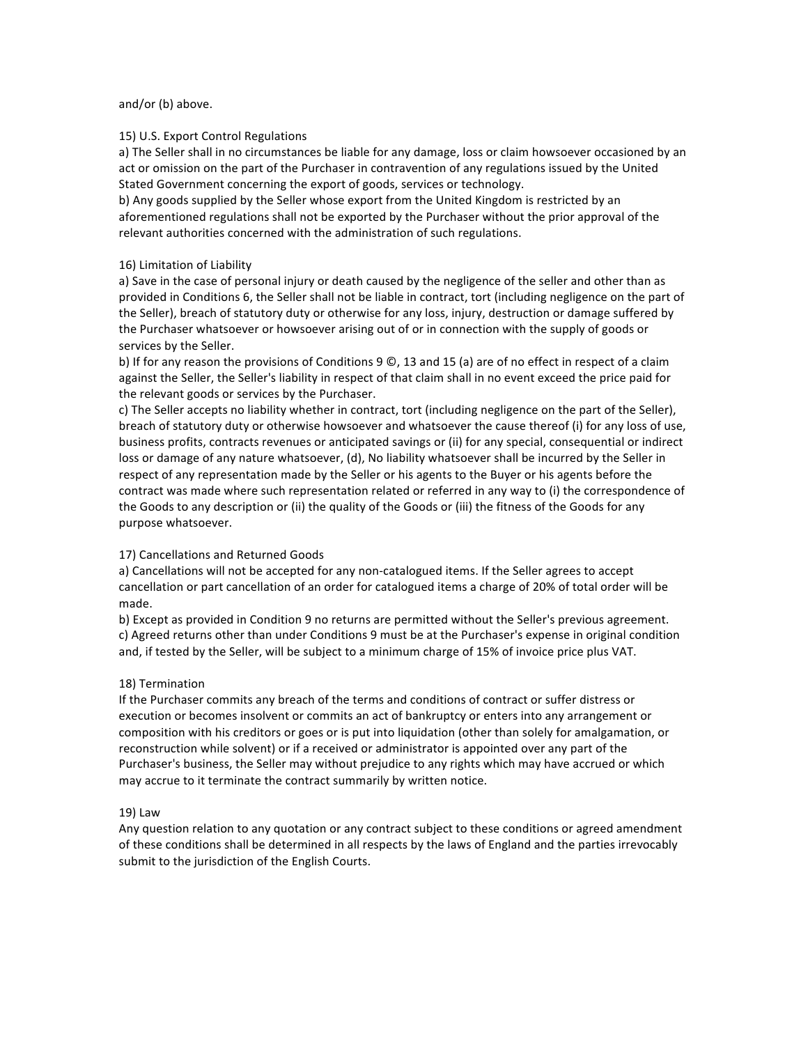and/or (b) above.

15) U.S. Export Control Regulations

a) The Seller shall in no circumstances be liable for any damage, loss or claim howsoever occasioned by an act or omission on the part of the Purchaser in contravention of any regulations issued by the United Stated Government concerning the export of goods, services or technology.

b) Any goods supplied by the Seller whose export from the United Kingdom is restricted by an aforementioned regulations shall not be exported by the Purchaser without the prior approval of the relevant authorities concerned with the administration of such regulations.

16) Limitation of Liability

a) Save in the case of personal injury or death caused by the negligence of the seller and other than as provided in Conditions 6, the Seller shall not be liable in contract, tort (including negligence on the part of the Seller), breach of statutory duty or otherwise for any loss, injury, destruction or damage suffered by the Purchaser whatsoever or howsoever arising out of or in connection with the supply of goods or services by the Seller.

b) If for any reason the provisions of Conditions 9 ©, 13 and 15 (a) are of no effect in respect of a claim against the Seller, the Seller's liability in respect of that claim shall in no event exceed the price paid for the relevant goods or services by the Purchaser.

c) The Seller accepts no liability whether in contract, tort (including negligence on the part of the Seller), breach of statutory duty or otherwise howsoever and whatsoever the cause thereof (i) for any loss of use, business profits, contracts revenues or anticipated savings or (ii) for any special, consequential or indirect loss or damage of any nature whatsoever, (d), No liability whatsoever shall be incurred by the Seller in respect of any representation made by the Seller or his agents to the Buyer or his agents before the contract was made where such representation related or referred in any way to (i) the correspondence of the Goods to any description or (ii) the quality of the Goods or (iii) the fitness of the Goods for any purpose whatsoever.

17) Cancellations and Returned Goods

a) Cancellations will not be accepted for any non-catalogued items. If the Seller agrees to accept cancellation or part cancellation of an order for catalogued items a charge of 20% of total order will be made.

b) Except as provided in Condition 9 no returns are permitted without the Seller's previous agreement.

c) Agreed returns other than under Conditions 9 must be at the Purchaser's expense in original condition and, if tested by the Seller, will be subject to a minimum charge of 15% of invoice price plus VAT.

18) Termination

If the Purchaser commits any breach of the terms and conditions of contract or suffer distress or execution or becomes insolvent or commits an act of bankruptcy or enters into any arrangement or composition with his creditors or goes or is put into liquidation (other than solely for amalgamation, or reconstruction while solvent) or if a received or administrator is appointed over any part of the Purchaser's business, the Seller may without prejudice to any rights which may have accrued or which may accrue to it terminate the contract summarily by written notice.

19) Law

Any question relation to any quotation or any contract subject to these conditions or agreed amendment of these conditions shall be determined in all respects by the laws of England and the parties irrevocably submit to the jurisdiction of the English Courts.